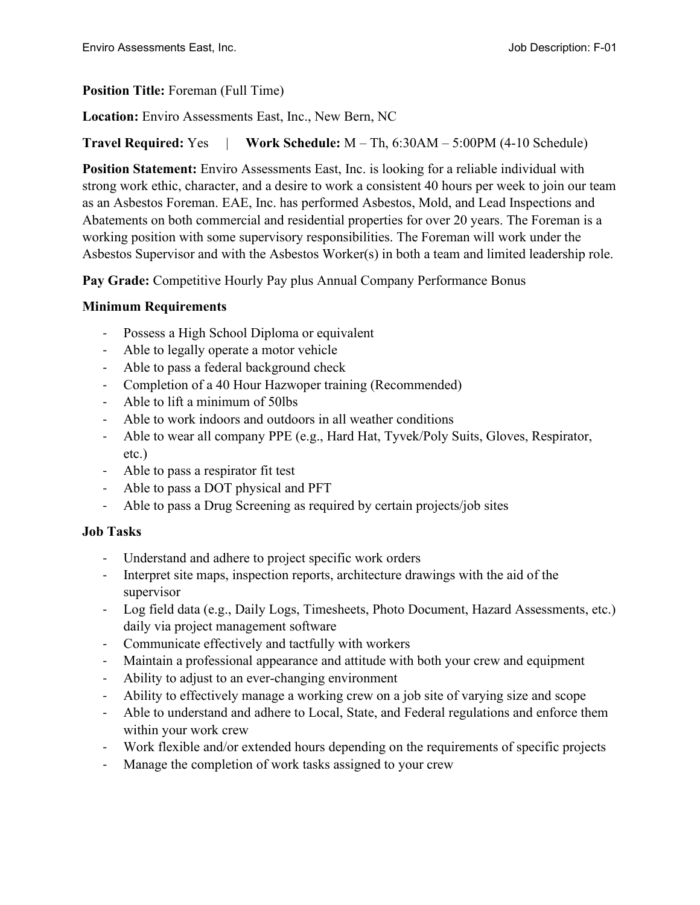**Position Title:** Foreman (Full Time)

**Location:** Enviro Assessments East, Inc., New Bern, NC

**Travel Required:** Yes | **Work Schedule:** M – Th, 6:30AM – 5:00PM (4-10 Schedule)

**Position Statement:** Enviro Assessments East, Inc. is looking for a reliable individual with strong work ethic, character, and a desire to work a consistent 40 hours per week to join our team as an Asbestos Foreman. EAE, Inc. has performed Asbestos, Mold, and Lead Inspections and Abatements on both commercial and residential properties for over 20 years. The Foreman is a working position with some supervisory responsibilities. The Foreman will work under the Asbestos Supervisor and with the Asbestos Worker(s) in both a team and limited leadership role.

**Pay Grade:** Competitive Hourly Pay plus Annual Company Performance Bonus

## Minimum Requirements

- Possess a High School Diploma or equivalent
- Able to legally operate a motor vehicle
- Able to pass a federal background check
- Completion of a 40 Hour Hazwoper training (Recommended)
- Able to lift a minimum of 50lbs
- Able to work indoors and outdoors in all weather conditions
- Able to wear all company PPE (e.g., Hard Hat, Tyvek/Poly Suits, Gloves, Respirator, etc.)
- Able to pass a respirator fit test
- Able to pass a DOT physical and PFT
- Able to pass a Drug Screening as required by certain projects/job sites

## Job Tasks

- Understand and adhere to project specific work orders
- Interpret site maps, inspection reports, architecture drawings with the aid of the supervisor
- Log field data (e.g., Daily Logs, Timesheets, Photo Document, Hazard Assessments, etc.) daily via project management software
- Communicate effectively and tactfully with workers
- Maintain a professional appearance and attitude with both your crew and equipment
- Ability to adjust to an ever-changing environment
- Ability to effectively manage a working crew on a job site of varying size and scope
- Able to understand and adhere to Local, State, and Federal regulations and enforce them within your work crew
- Work flexible and/or extended hours depending on the requirements of specific projects
- Manage the completion of work tasks assigned to your crew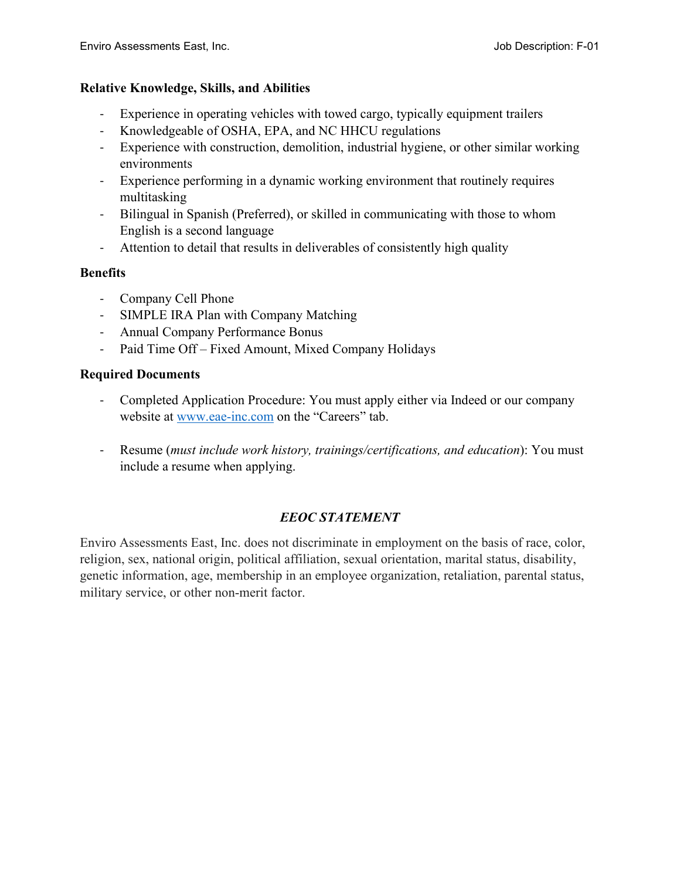### Relative Knowledge, Skills, and Abilities

- Experience in operating vehicles with towed cargo, typically equipment trailers
- Knowledgeable of OSHA, EPA, and NC HHCU regulations
- Experience with construction, demolition, industrial hygiene, or other similar working environments
- Experience performing in a dynamic working environment that routinely requires multitasking
- Bilingual in Spanish (Preferred), or skilled in communicating with those to whom English is a second language
- Attention to detail that results in deliverables of consistently high quality

### Benefits

- Company Cell Phone
- SIMPLE IRA Plan with Company Matching
- Annual Company Performance Bonus
- Paid Time Off – Fixed Amount, Mixed Company Holidays

### Required Documents

- Completed Application Procedure: You must apply either via Indeed or our company website at [www.eae-inc.com](http://www.eae-inc.com) on the "Careers" tab.

- Resume (*must include work history, trainings/certifications, and education*): You must include a resume when applying.

### *EEOC STATEMENT*

Enviro Assessments East, Inc. does not discriminate in employment on the basis of race, color, religion, sex, national origin, political affiliation, sexual orientation, marital status, disability, genetic information, age, membership in an employee organization, retaliation, parental status, military service, or other non-merit factor.